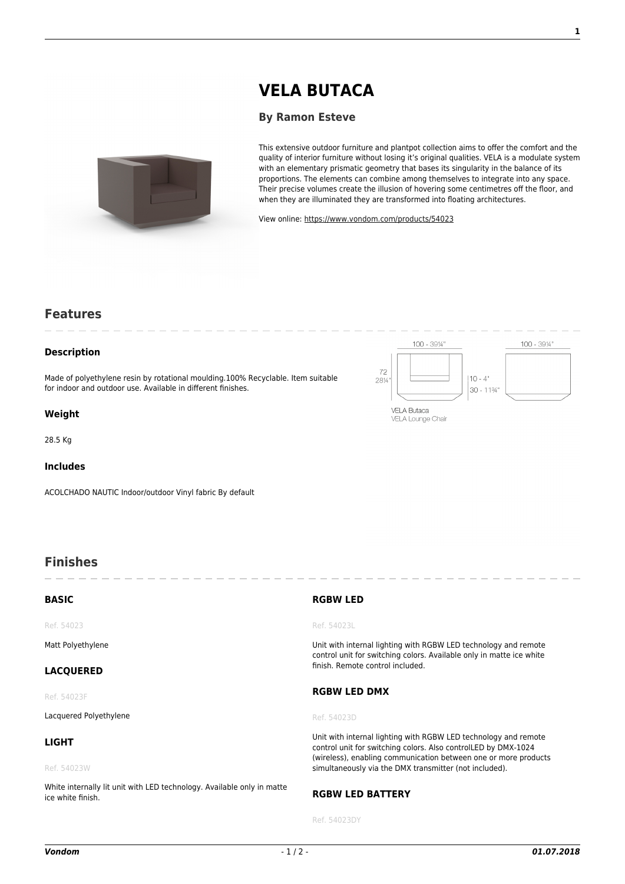# VELA BUTACA

### By Ramon Esteve

This extensive outdoor furniture and plantpot collection aims to offer the comfort and the quality of interior furniture without losing it's original qualities. VELA is a modulate system with an elementary prismatic geometry that bases its singularity in the balance of its proportions. The elements can combine among themselves to integrate into any space. Their precise volumes create the illusion of hovering some centimetres off the floor, and when they are illuminated they are transformed into floating architectures.

View online: https://www.vondom.com/products/54023

## Features

### Description

Made of polyethylene resin by rotational moulding.100% Recyclable. Item suitable for indoor and outdoor use. Available in different finishes.

100 - 39¼"

72
28¼"

10 - 4"
30 - 11¾"

100 - 39¼"

VELA Butaca
VELA Lounge Chair

### Weight

28.5 Kg

### Includes

ACOLCHADO NAUTIC Indoor/outdoor Vinyl fabric By default

## Finishes

### BASIC

Ref. 54023

Matt Polyethylene

### LACQUERED

Ref. 54023F

Lacquered Polyethylene

### LIGHT

Ref. 54023W

White internally lit unit with LED technology. Available only in matte ice white finish.

### RGBW LED

Ref. 54023L

Unit with internal lighting with RGBW LED technology and remote control unit for switching colors. Available only in matte ice white finish. Remote control included.

### RGBW LED DMX

Ref. 54023D

Unit with internal lighting with RGBW LED technology and remote control unit for switching colors. Also controLED by DMX-1024 (wireless), enabling communication between one or more products simultaneously via the DMX transmitter (not included).

### RGBW LED BATTERY

Ref. 54023DY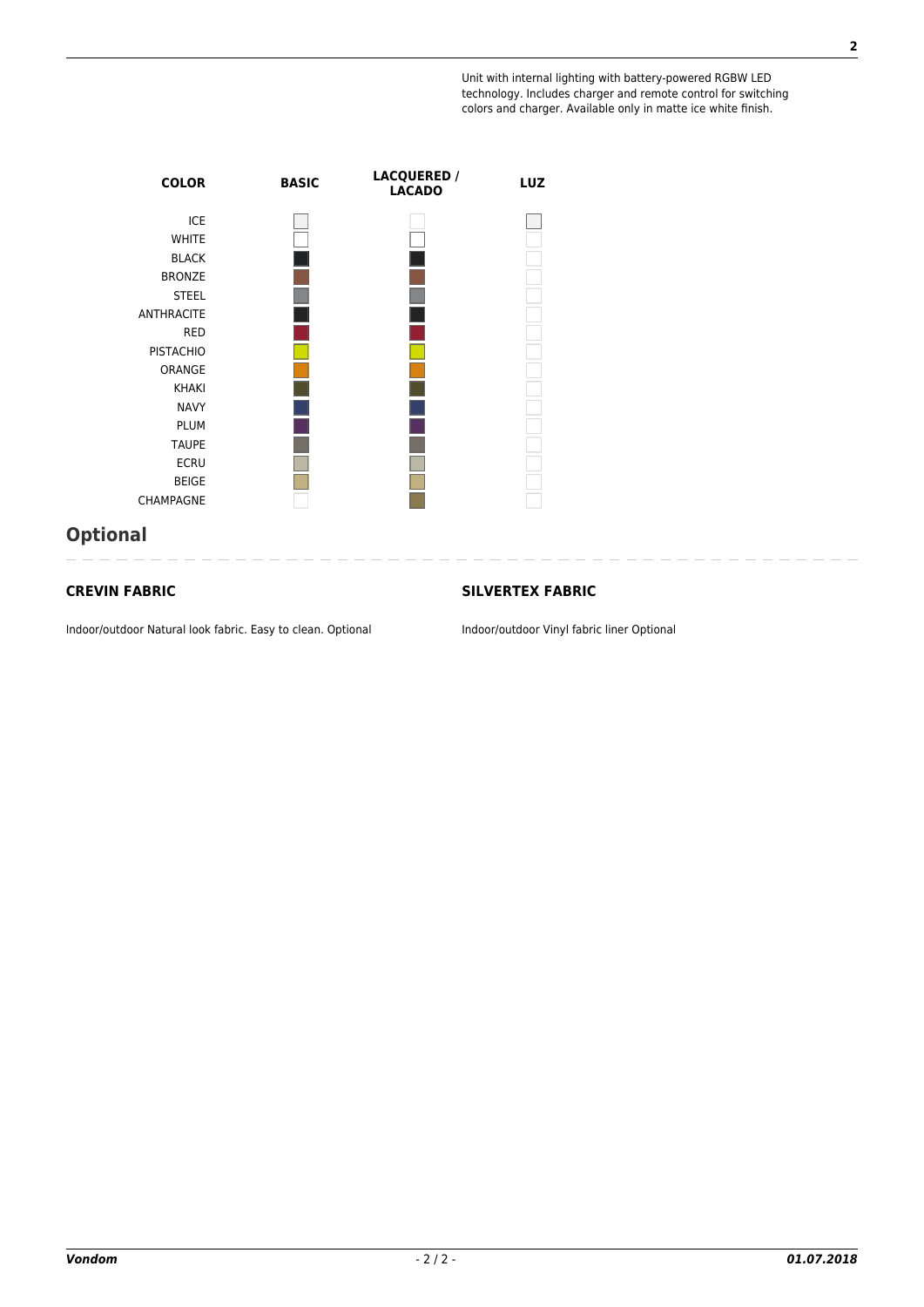Unit with internal lighting with battery-powered RGBW LED technology. Includes charger and remote control for switching colors and charger. Available only in matte ice white finish.

| COLOR | BASIC | LACQUERED / LACADO | LUZ |
|---|---|---|---|
| ICE | ■ | | ■ |
| WHITE | ■ | ■ | |
| BLACK | ■ | ■ | |
| BRONZE | ■ | ■ | |
| STEEL | ■ | ■ | |
| ANTHRACITE | ■ | ■ | |
| RED | ■ | ■ | |
| PISTACHIO | ■ | ■ | |
| ORANGE | ■ | ■ | |
| KHAKI | ■ | ■ | |
| NAVY | ■ | ■ | |
| PLUM | ■ | ■ | |
| TAUPE | ■ | ■ | |
| ECRU | ■ | ■ | |
| BEIGE | ■ | ■ | |
| CHAMPAGNE | | ■ | |

## Optional

### CREVIN FABRIC

Indoor/outdoor Natural look fabric. Easy to clean. Optional

### SILVERTEX FABRIC

Indoor/outdoor Vinyl fabric liner Optional